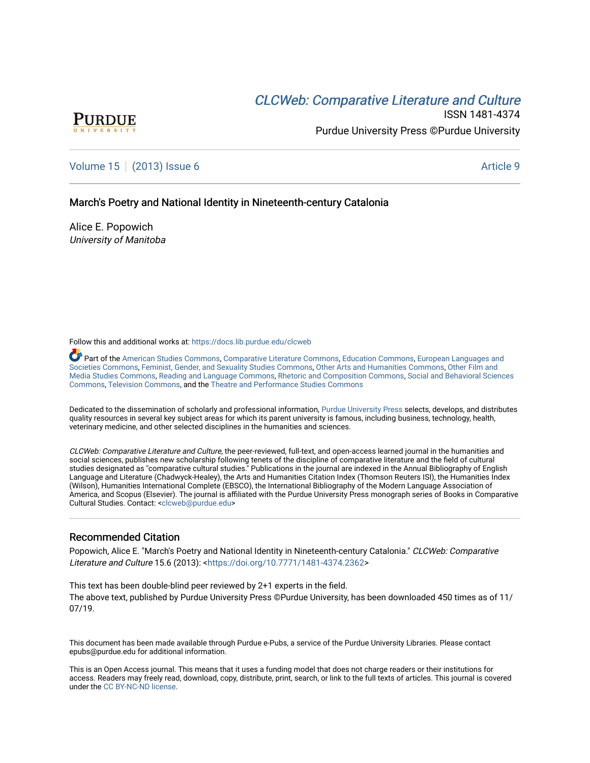PURDUE UNIVERSITY

*CLCWeb: Comparative Literature and Culture*

ISSN 1481-4374

Purdue University Press ©Purdue University

Volume 15 | (2013) Issue 6 Article 9

# March's Poetry and National Identity in Nineteenth-century Catalonia

Alice E. Popowich
*University of Manitoba*

Follow this and additional works at: https://docs.lib.purdue.edu/clcweb

Part of the American Studies Commons, Comparative Literature Commons, Education Commons, European Languages and Societies Commons, Feminist, Gender, and Sexuality Studies Commons, Other Arts and Humanities Commons, Other Film and Media Studies Commons, Reading and Language Commons, Rhetoric and Composition Commons, Social and Behavioral Sciences Commons, Television Commons, and the Theatre and Performance Studies Commons

Dedicated to the dissemination of scholarly and professional information, Purdue University Press selects, develops, and distributes quality resources in several key subject areas for which its parent university is famous, including business, technology, health, veterinary medicine, and other selected disciplines in the humanities and sciences.

*CLCWeb: Comparative Literature and Culture*, the peer-reviewed, full-text, and open-access learned journal in the humanities and social sciences, publishes new scholarship following tenets of the discipline of comparative literature and the field of cultural studies designated as "comparative cultural studies." Publications in the journal are indexed in the Annual Bibliography of English Language and Literature (Chadwyck-Healey), the Arts and Humanities Citation Index (Thomson Reuters ISI), the Humanities Index (Wilson), Humanities International Complete (EBSCO), the International Bibliography of the Modern Language Association of America, and Scopus (Elsevier). The journal is affiliated with the Purdue University Press monograph series of Books in Comparative Cultural Studies. Contact: <clcweb@purdue.edu>

## Recommended Citation

Popowich, Alice E. "March's Poetry and National Identity in Nineteenth-century Catalonia." *CLCWeb: Comparative Literature and Culture* 15.6 (2013): <https://doi.org/10.7771/1481-4374.2362>

This text has been double-blind peer reviewed by 2+1 experts in the field.
The above text, published by Purdue University Press ©Purdue University, has been downloaded 450 times as of 11/07/19.

This document has been made available through Purdue e-Pubs, a service of the Purdue University Libraries. Please contact epubs@purdue.edu for additional information.

This is an Open Access journal. This means that it uses a funding model that does not charge readers or their institutions for access. Readers may freely read, download, copy, distribute, print, search, or link to the full texts of articles. This journal is covered under the CC BY-NC-ND license.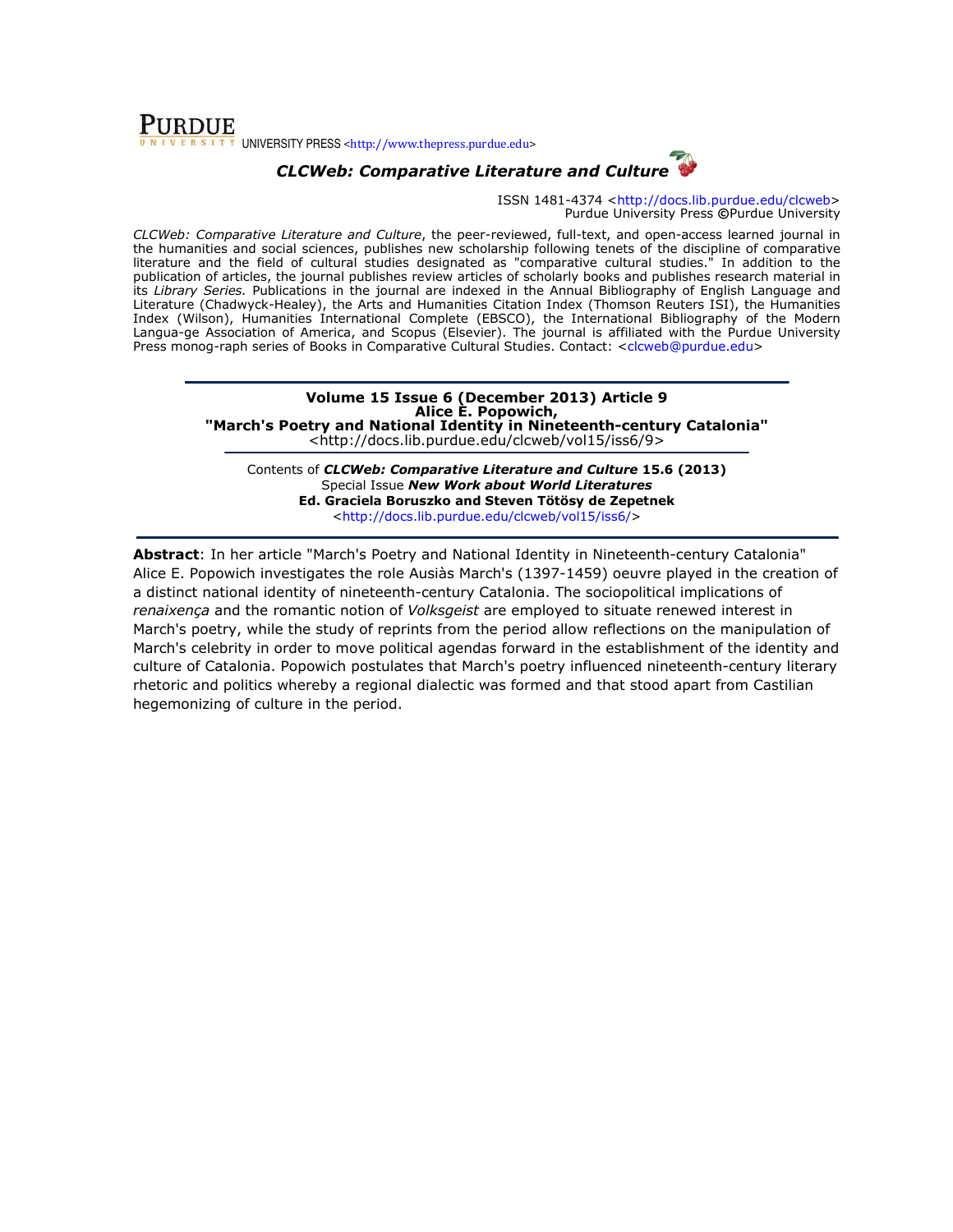PURDUE UNIVERSITY PRESS <http://www.thepress.purdue.edu>

***CLCWeb: Comparative Literature and Culture***

ISSN 1481-4374 <http://docs.lib.purdue.edu/clcweb>
Purdue University Press ©Purdue University

*CLCWeb: Comparative Literature and Culture*, the peer-reviewed, full-text, and open-access learned journal in the humanities and social sciences, publishes new scholarship following tenets of the discipline of comparative literature and the field of cultural studies designated as "comparative cultural studies." In addition to the publication of articles, the journal publishes review articles of scholarly books and publishes research material in its *Library Series.* Publications in the journal are indexed in the Annual Bibliography of English Language and Literature (Chadwyck-Healey), the Arts and Humanities Citation Index (Thomson Reuters ISI), the Humanities Index (Wilson), Humanities International Complete (EBSCO), the International Bibliography of the Modern Langua-ge Association of America, and Scopus (Elsevier). The journal is affiliated with the Purdue University Press monog-raph series of Books in Comparative Cultural Studies. Contact: <clcweb@purdue.edu>

---

**Volume 15 Issue 6 (December 2013) Article 9**
**Alice E. Popowich,**
**"March's Poetry and National Identity in Nineteenth-century Catalonia"**
<http://docs.lib.purdue.edu/clcweb/vol15/iss6/9>

Contents of ***CLCWeb: Comparative Literature and Culture* 15.6 (2013)**
Special Issue ***New Work about World Literatures***
**Ed. Graciela Boruszko and Steven Tötösy de Zepetnek**
<http://docs.lib.purdue.edu/clcweb/vol15/iss6/>

---

**Abstract**: In her article "March's Poetry and National Identity in Nineteenth-century Catalonia" Alice E. Popowich investigates the role Ausiàs March's (1397-1459) oeuvre played in the creation of a distinct national identity of nineteenth-century Catalonia. The sociopolitical implications of *renaixença* and the romantic notion of *Volksgeist* are employed to situate renewed interest in March's poetry, while the study of reprints from the period allow reflections on the manipulation of March's celebrity in order to move political agendas forward in the establishment of the identity and culture of Catalonia. Popowich postulates that March's poetry influenced nineteenth-century literary rhetoric and politics whereby a regional dialectic was formed and that stood apart from Castilian hegemonizing of culture in the period.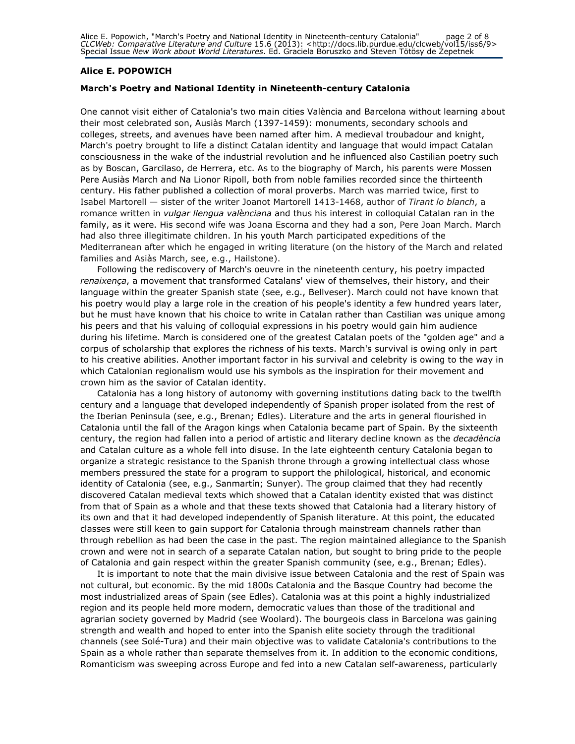**Alice E. POPOWICH**

**March's Poetry and National Identity in Nineteenth-century Catalonia**

One cannot visit either of Catalonia's two main cities València and Barcelona without learning about their most celebrated son, Ausiàs March (1397-1459): monuments, secondary schools and colleges, streets, and avenues have been named after him. A medieval troubadour and knight, March's poetry brought to life a distinct Catalan identity and language that would impact Catalan consciousness in the wake of the industrial revolution and he influenced also Castilian poetry such as by Boscan, Garcilaso, de Herrera, etc. As to the biography of March, his parents were Mossen Pere Ausiàs March and Na Lionor Ripoll, both from noble families recorded since the thirteenth century. His father published a collection of moral proverbs. March was married twice, first to Isabel Martorell — sister of the writer Joanot Martorell 1413-1468, author of *Tirant lo blanch*, a romance written in *vulgar llengua valènciana* and thus his interest in colloquial Catalan ran in the family, as it were. His second wife was Joana Escorna and they had a son, Pere Joan March. March had also three illegitimate children. In his youth March participated expeditions of the Mediterranean after which he engaged in writing literature (on the history of the March and related families and Asiàs March, see, e.g., Hailstone).

Following the rediscovery of March's oeuvre in the nineteenth century, his poetry impacted *renaixença*, a movement that transformed Catalans' view of themselves, their history, and their language within the greater Spanish state (see, e.g., Bellveser). March could not have known that his poetry would play a large role in the creation of his people's identity a few hundred years later, but he must have known that his choice to write in Catalan rather than Castilian was unique among his peers and that his valuing of colloquial expressions in his poetry would gain him audience during his lifetime. March is considered one of the greatest Catalan poets of the "golden age" and a corpus of scholarship that explores the richness of his texts. March's survival is owing only in part to his creative abilities. Another important factor in his survival and celebrity is owing to the way in which Catalonian regionalism would use his symbols as the inspiration for their movement and crown him as the savior of Catalan identity.

Catalonia has a long history of autonomy with governing institutions dating back to the twelfth century and a language that developed independently of Spanish proper isolated from the rest of the Iberian Peninsula (see, e.g., Brenan; Edles). Literature and the arts in general flourished in Catalonia until the fall of the Aragon kings when Catalonia became part of Spain. By the sixteenth century, the region had fallen into a period of artistic and literary decline known as the *decadència* and Catalan culture as a whole fell into disuse. In the late eighteenth century Catalonia began to organize a strategic resistance to the Spanish throne through a growing intellectual class whose members pressured the state for a program to support the philological, historical, and economic identity of Catalonia (see, e.g., Sanmartín; Sunyer). The group claimed that they had recently discovered Catalan medieval texts which showed that a Catalan identity existed that was distinct from that of Spain as a whole and that these texts showed that Catalonia had a literary history of its own and that it had developed independently of Spanish literature. At this point, the educated classes were still keen to gain support for Catalonia through mainstream channels rather than through rebellion as had been the case in the past. The region maintained allegiance to the Spanish crown and were not in search of a separate Catalan nation, but sought to bring pride to the people of Catalonia and gain respect within the greater Spanish community (see, e.g., Brenan; Edles).

It is important to note that the main divisive issue between Catalonia and the rest of Spain was not cultural, but economic. By the mid 1800s Catalonia and the Basque Country had become the most industrialized areas of Spain (see Edles). Catalonia was at this point a highly industrialized region and its people held more modern, democratic values than those of the traditional and agrarian society governed by Madrid (see Woolard). The bourgeois class in Barcelona was gaining strength and wealth and hoped to enter into the Spanish elite society through the traditional channels (see Solé-Tura) and their main objective was to validate Catalonia's contributions to the Spain as a whole rather than separate themselves from it. In addition to the economic conditions, Romanticism was sweeping across Europe and fed into a new Catalan self-awareness, particularly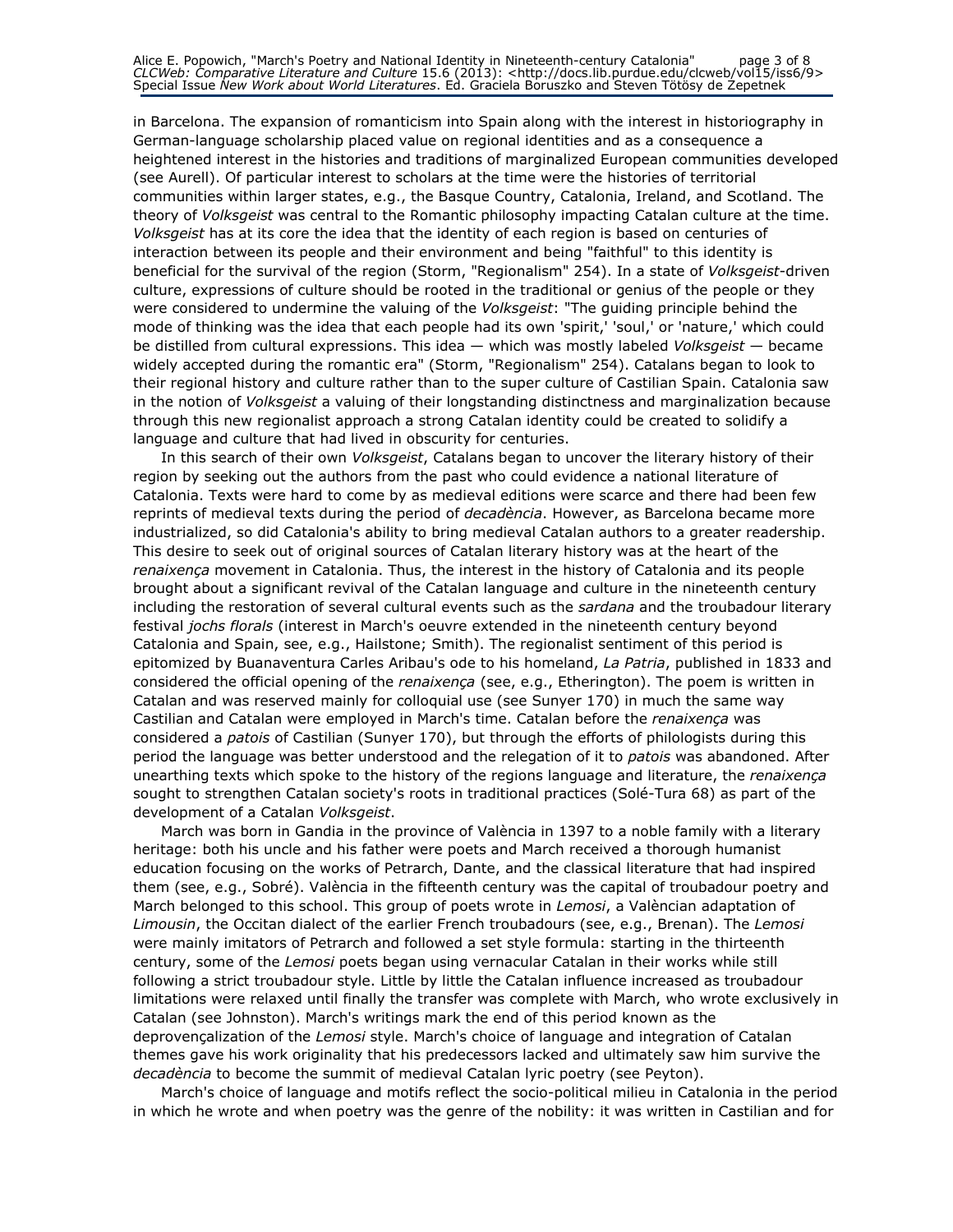in Barcelona. The expansion of romanticism into Spain along with the interest in historiography in German-language scholarship placed value on regional identities and as a consequence a heightened interest in the histories and traditions of marginalized European communities developed (see Aurell). Of particular interest to scholars at the time were the histories of territorial communities within larger states, e.g., the Basque Country, Catalonia, Ireland, and Scotland. The theory of *Volksgeist* was central to the Romantic philosophy impacting Catalan culture at the time. *Volksgeist* has at its core the idea that the identity of each region is based on centuries of interaction between its people and their environment and being "faithful" to this identity is beneficial for the survival of the region (Storm, "Regionalism" 254). In a state of *Volksgeist*-driven culture, expressions of culture should be rooted in the traditional or genius of the people or they were considered to undermine the valuing of the *Volksgeist*: "The guiding principle behind the mode of thinking was the idea that each people had its own 'spirit,' 'soul,' or 'nature,' which could be distilled from cultural expressions. This idea — which was mostly labeled *Volksgeist* — became widely accepted during the romantic era" (Storm, "Regionalism" 254). Catalans began to look to their regional history and culture rather than to the super culture of Castilian Spain. Catalonia saw in the notion of *Volksgeist* a valuing of their longstanding distinctness and marginalization because through this new regionalist approach a strong Catalan identity could be created to solidify a language and culture that had lived in obscurity for centuries.

In this search of their own *Volksgeist*, Catalans began to uncover the literary history of their region by seeking out the authors from the past who could evidence a national literature of Catalonia. Texts were hard to come by as medieval editions were scarce and there had been few reprints of medieval texts during the period of *decadència*. However, as Barcelona became more industrialized, so did Catalonia's ability to bring medieval Catalan authors to a greater readership. This desire to seek out of original sources of Catalan literary history was at the heart of the *renaixença* movement in Catalonia. Thus, the interest in the history of Catalonia and its people brought about a significant revival of the Catalan language and culture in the nineteenth century including the restoration of several cultural events such as the *sardana* and the troubadour literary festival *jochs florals* (interest in March's oeuvre extended in the nineteenth century beyond Catalonia and Spain, see, e.g., Hailstone; Smith). The regionalist sentiment of this period is epitomized by Buanaventura Carles Aribau's ode to his homeland, *La Patria*, published in 1833 and considered the official opening of the *renaixença* (see, e.g., Etherington). The poem is written in Catalan and was reserved mainly for colloquial use (see Sunyer 170) in much the same way Castilian and Catalan were employed in March's time. Catalan before the *renaixença* was considered a *patois* of Castilian (Sunyer 170), but through the efforts of philologists during this period the language was better understood and the relegation of it to *patois* was abandoned. After unearthing texts which spoke to the history of the regions language and literature, the *renaixença* sought to strengthen Catalan society's roots in traditional practices (Solé-Tura 68) as part of the development of a Catalan *Volksgeist*.

March was born in Gandia in the province of València in 1397 to a noble family with a literary heritage: both his uncle and his father were poets and March received a thorough humanist education focusing on the works of Petrarch, Dante, and the classical literature that had inspired them (see, e.g., Sobré). València in the fifteenth century was the capital of troubadour poetry and March belonged to this school. This group of poets wrote in *Lemosi*, a Valèncian adaptation of *Limousin*, the Occitan dialect of the earlier French troubadours (see, e.g., Brenan). The *Lemosi* were mainly imitators of Petrarch and followed a set style formula: starting in the thirteenth century, some of the *Lemosi* poets began using vernacular Catalan in their works while still following a strict troubadour style. Little by little the Catalan influence increased as troubadour limitations were relaxed until finally the transfer was complete with March, who wrote exclusively in Catalan (see Johnston). March's writings mark the end of this period known as the deprovençalization of the *Lemosi* style. March's choice of language and integration of Catalan themes gave his work originality that his predecessors lacked and ultimately saw him survive the *decadència* to become the summit of medieval Catalan lyric poetry (see Peyton).

March's choice of language and motifs reflect the socio-political milieu in Catalonia in the period in which he wrote and when poetry was the genre of the nobility: it was written in Castilian and for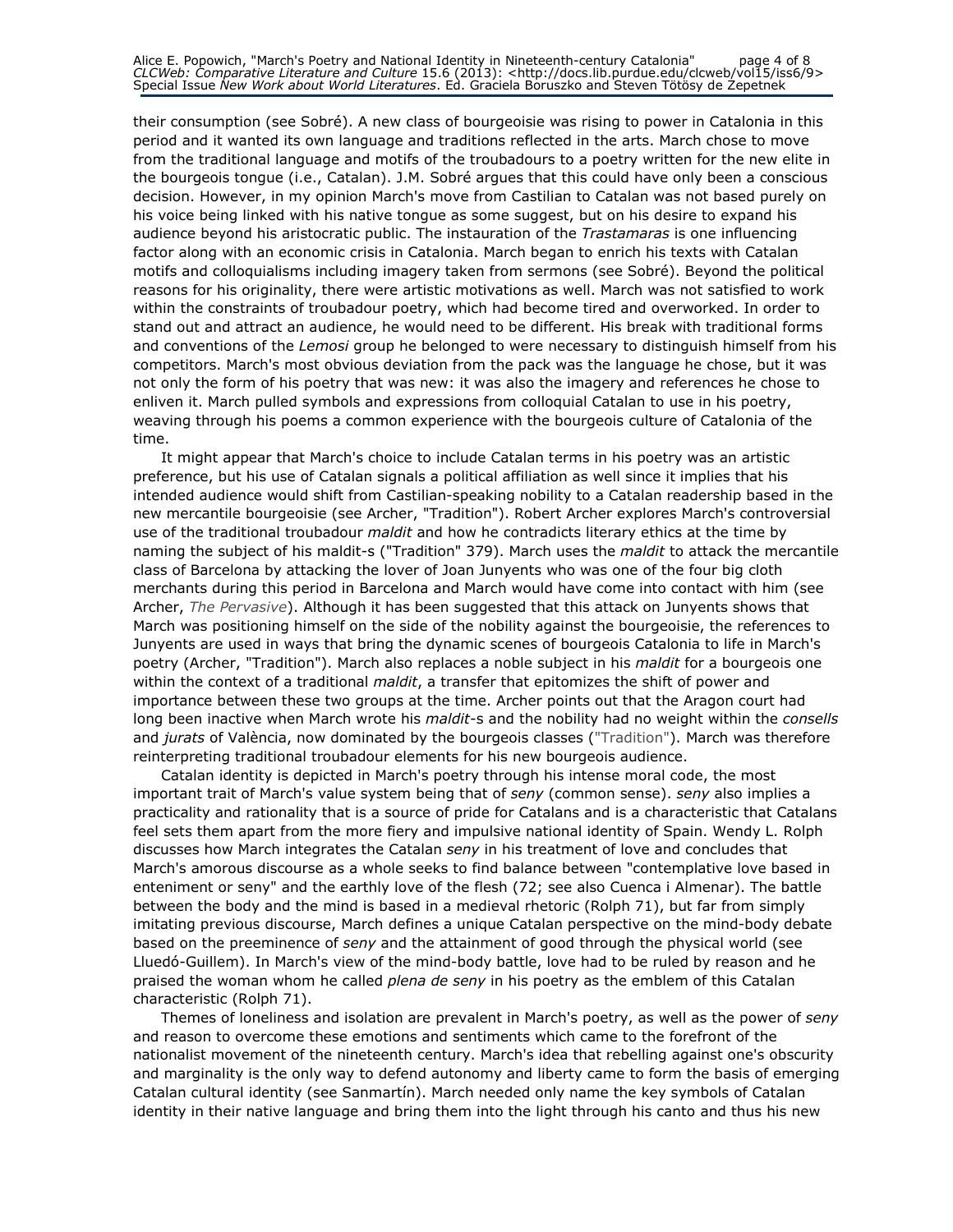their consumption (see Sobré). A new class of bourgeoisie was rising to power in Catalonia in this period and it wanted its own language and traditions reflected in the arts. March chose to move from the traditional language and motifs of the troubadours to a poetry written for the new elite in the bourgeois tongue (i.e., Catalan). J.M. Sobré argues that this could have only been a conscious decision. However, in my opinion March's move from Castilian to Catalan was not based purely on his voice being linked with his native tongue as some suggest, but on his desire to expand his audience beyond his aristocratic public. The instauration of the *Trastamaras* is one influencing factor along with an economic crisis in Catalonia. March began to enrich his texts with Catalan motifs and colloquialisms including imagery taken from sermons (see Sobré). Beyond the political reasons for his originality, there were artistic motivations as well. March was not satisfied to work within the constraints of troubadour poetry, which had become tired and overworked. In order to stand out and attract an audience, he would need to be different. His break with traditional forms and conventions of the *Lemosi* group he belonged to were necessary to distinguish himself from his competitors. March's most obvious deviation from the pack was the language he chose, but it was not only the form of his poetry that was new: it was also the imagery and references he chose to enliven it. March pulled symbols and expressions from colloquial Catalan to use in his poetry, weaving through his poems a common experience with the bourgeois culture of Catalonia of the time.

It might appear that March's choice to include Catalan terms in his poetry was an artistic preference, but his use of Catalan signals a political affiliation as well since it implies that his intended audience would shift from Castilian-speaking nobility to a Catalan readership based in the new mercantile bourgeoisie (see Archer, "Tradition"). Robert Archer explores March's controversial use of the traditional troubadour *maldit* and how he contradicts literary ethics at the time by naming the subject of his maldit-s ("Tradition" 379). March uses the *maldit* to attack the mercantile class of Barcelona by attacking the lover of Joan Junyents who was one of the four big cloth merchants during this period in Barcelona and March would have come into contact with him (see Archer, *The Pervasive*). Although it has been suggested that this attack on Junyents shows that March was positioning himself on the side of the nobility against the bourgeoisie, the references to Junyents are used in ways that bring the dynamic scenes of bourgeois Catalonia to life in March's poetry (Archer, "Tradition"). March also replaces a noble subject in his *maldit* for a bourgeois one within the context of a traditional *maldit*, a transfer that epitomizes the shift of power and importance between these two groups at the time. Archer points out that the Aragon court had long been inactive when March wrote his *maldit*-s and the nobility had no weight within the *consells* and *jurats* of València, now dominated by the bourgeois classes ("Tradition"). March was therefore reinterpreting traditional troubadour elements for his new bourgeois audience.

Catalan identity is depicted in March's poetry through his intense moral code, the most important trait of March's value system being that of *seny* (common sense). *seny* also implies a practicality and rationality that is a source of pride for Catalans and is a characteristic that Catalans feel sets them apart from the more fiery and impulsive national identity of Spain. Wendy L. Rolph discusses how March integrates the Catalan *seny* in his treatment of love and concludes that March's amorous discourse as a whole seeks to find balance between "contemplative love based in enteniment or seny" and the earthly love of the flesh (72; see also Cuenca i Almenar). The battle between the body and the mind is based in a medieval rhetoric (Rolph 71), but far from simply imitating previous discourse, March defines a unique Catalan perspective on the mind-body debate based on the preeminence of *seny* and the attainment of good through the physical world (see Lluedó-Guillem). In March's view of the mind-body battle, love had to be ruled by reason and he praised the woman whom he called *plena de seny* in his poetry as the emblem of this Catalan characteristic (Rolph 71).

Themes of loneliness and isolation are prevalent in March's poetry, as well as the power of *seny* and reason to overcome these emotions and sentiments which came to the forefront of the nationalist movement of the nineteenth century. March's idea that rebelling against one's obscurity and marginality is the only way to defend autonomy and liberty came to form the basis of emerging Catalan cultural identity (see Sanmartín). March needed only name the key symbols of Catalan identity in their native language and bring them into the light through his canto and thus his new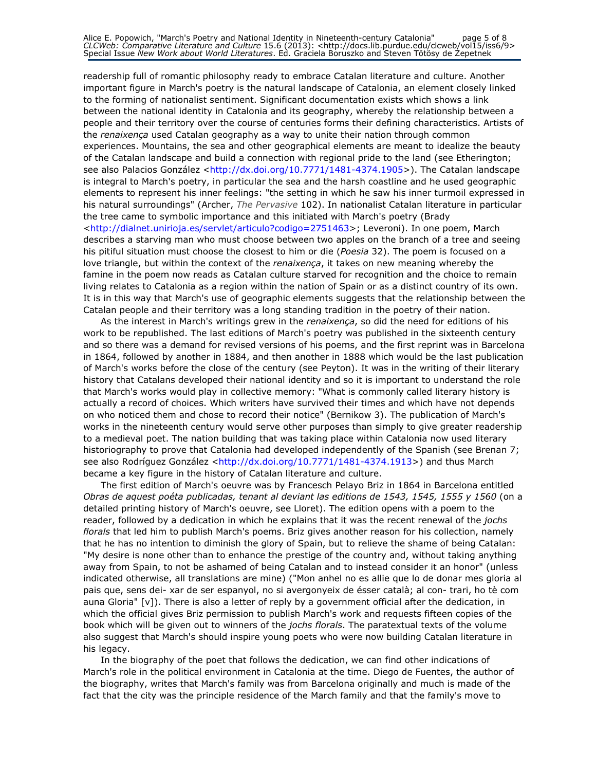readership full of romantic philosophy ready to embrace Catalan literature and culture. Another important figure in March's poetry is the natural landscape of Catalonia, an element closely linked to the forming of nationalist sentiment. Significant documentation exists which shows a link between the national identity in Catalonia and its geography, whereby the relationship between a people and their territory over the course of centuries forms their defining characteristics. Artists of the *renaixença* used Catalan geography as a way to unite their nation through common experiences. Mountains, the sea and other geographical elements are meant to idealize the beauty of the Catalan landscape and build a connection with regional pride to the land (see Etherington; see also Palacios González <http://dx.doi.org/10.7771/1481-4374.1905>). The Catalan landscape is integral to March's poetry, in particular the sea and the harsh coastline and he used geographic elements to represent his inner feelings: "the setting in which he saw his inner turmoil expressed in his natural surroundings" (Archer, *The Pervasive* 102). In nationalist Catalan literature in particular the tree came to symbolic importance and this initiated with March's poetry (Brady <http://dialnet.unirioja.es/servlet/articulo?codigo=2751463>; Leveroni). In one poem, March describes a starving man who must choose between two apples on the branch of a tree and seeing his pitiful situation must choose the closest to him or die (*Poesia* 32). The poem is focused on a love triangle, but within the context of the *renaixença*, it takes on new meaning whereby the famine in the poem now reads as Catalan culture starved for recognition and the choice to remain living relates to Catalonia as a region within the nation of Spain or as a distinct country of its own. It is in this way that March's use of geographic elements suggests that the relationship between the Catalan people and their territory was a long standing tradition in the poetry of their nation.

As the interest in March's writings grew in the *renaixença*, so did the need for editions of his work to be republished. The last editions of March's poetry was published in the sixteenth century and so there was a demand for revised versions of his poems, and the first reprint was in Barcelona in 1864, followed by another in 1884, and then another in 1888 which would be the last publication of March's works before the close of the century (see Peyton). It was in the writing of their literary history that Catalans developed their national identity and so it is important to understand the role that March's works would play in collective memory: "What is commonly called literary history is actually a record of choices. Which writers have survived their times and which have not depends on who noticed them and chose to record their notice" (Bernikow 3). The publication of March's works in the nineteenth century would serve other purposes than simply to give greater readership to a medieval poet. The nation building that was taking place within Catalonia now used literary historiography to prove that Catalonia had developed independently of the Spanish (see Brenan 7; see also Rodríguez González <http://dx.doi.org/10.7771/1481-4374.1913>) and thus March became a key figure in the history of Catalan literature and culture.

The first edition of March's oeuvre was by Francesch Pelayo Briz in 1864 in Barcelona entitled *Obras de aquest poéta publicadas, tenant al deviant las editions de 1543, 1545, 1555 y 1560* (on a detailed printing history of March's oeuvre, see Lloret). The edition opens with a poem to the reader, followed by a dedication in which he explains that it was the recent renewal of the *jochs florals* that led him to publish March's poems. Briz gives another reason for his collection, namely that he has no intention to diminish the glory of Spain, but to relieve the shame of being Catalan: "My desire is none other than to enhance the prestige of the country and, without taking anything away from Spain, to not be ashamed of being Catalan and to instead consider it an honor" (unless indicated otherwise, all translations are mine) ("Mon anhel no es allie que lo de donar mes gloria al pais que, sens dei- xar de ser espanyol, no si avergonyeix de ésser català; al con- trari, ho tè com auna Gloria" [v]). There is also a letter of reply by a government official after the dedication, in which the official gives Briz permission to publish March's work and requests fifteen copies of the book which will be given out to winners of the *jochs florals*. The paratextual texts of the volume also suggest that March's should inspire young poets who were now building Catalan literature in his legacy.

In the biography of the poet that follows the dedication, we can find other indications of March's role in the political environment in Catalonia at the time. Diego de Fuentes, the author of the biography, writes that March's family was from Barcelona originally and much is made of the fact that the city was the principle residence of the March family and that the family's move to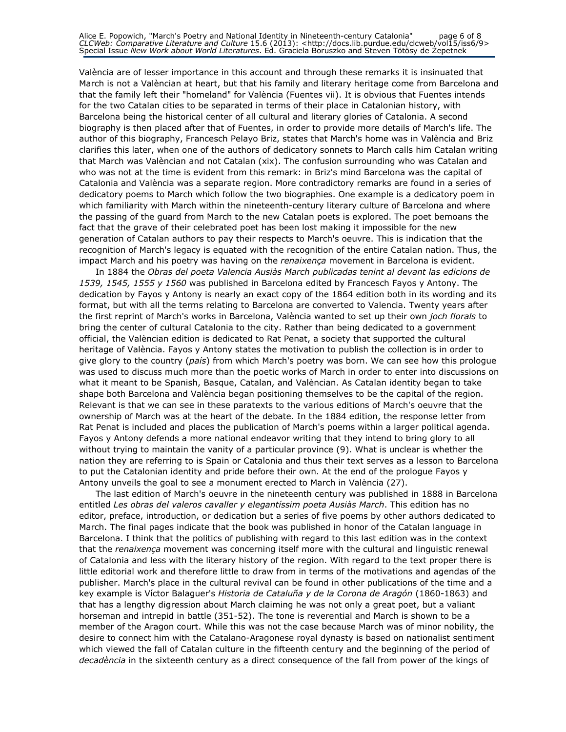València are of lesser importance in this account and through these remarks it is insinuated that March is not a Valèncian at heart, but that his family and literary heritage come from Barcelona and that the family left their "homeland" for València (Fuentes vii). It is obvious that Fuentes intends for the two Catalan cities to be separated in terms of their place in Catalonian history, with Barcelona being the historical center of all cultural and literary glories of Catalonia. A second biography is then placed after that of Fuentes, in order to provide more details of March's life. The author of this biography, Francesch Pelayo Briz, states that March's home was in València and Briz clarifies this later, when one of the authors of dedicatory sonnets to March calls him Catalan writing that March was Valèncian and not Catalan (xix). The confusion surrounding who was Catalan and who was not at the time is evident from this remark: in Briz's mind Barcelona was the capital of Catalonia and València was a separate region. More contradictory remarks are found in a series of dedicatory poems to March which follow the two biographies. One example is a dedicatory poem in which familiarity with March within the nineteenth-century literary culture of Barcelona and where the passing of the guard from March to the new Catalan poets is explored. The poet bemoans the fact that the grave of their celebrated poet has been lost making it impossible for the new generation of Catalan authors to pay their respects to March's oeuvre. This is indication that the recognition of March's legacy is equated with the recognition of the entire Catalan nation. Thus, the impact March and his poetry was having on the *renaixença* movement in Barcelona is evident.

In 1884 the *Obras del poeta Valencia Ausiàs March publicadas tenint al devant las edicions de 1539, 1545, 1555 y 1560* was published in Barcelona edited by Francesch Fayos y Antony. The dedication by Fayos y Antony is nearly an exact copy of the 1864 edition both in its wording and its format, but with all the terms relating to Barcelona are converted to Valencia. Twenty years after the first reprint of March's works in Barcelona, València wanted to set up their own *joch florals* to bring the center of cultural Catalonia to the city. Rather than being dedicated to a government official, the Valèncian edition is dedicated to Rat Penat, a society that supported the cultural heritage of València. Fayos y Antony states the motivation to publish the collection is in order to give glory to the country (*país*) from which March's poetry was born. We can see how this prologue was used to discuss much more than the poetic works of March in order to enter into discussions on what it meant to be Spanish, Basque, Catalan, and Valèncian. As Catalan identity began to take shape both Barcelona and València began positioning themselves to be the capital of the region. Relevant is that we can see in these paratexts to the various editions of March's oeuvre that the ownership of March was at the heart of the debate. In the 1884 edition, the response letter from Rat Penat is included and places the publication of March's poems within a larger political agenda. Fayos y Antony defends a more national endeavor writing that they intend to bring glory to all without trying to maintain the vanity of a particular province (9). What is unclear is whether the nation they are referring to is Spain or Catalonia and thus their text serves as a lesson to Barcelona to put the Catalonian identity and pride before their own. At the end of the prologue Fayos y Antony unveils the goal to see a monument erected to March in València (27).

The last edition of March's oeuvre in the nineteenth century was published in 1888 in Barcelona entitled *Les obras del valeros cavaller y elegantíssim poeta Ausiàs March*. This edition has no editor, preface, introduction, or dedication but a series of five poems by other authors dedicated to March. The final pages indicate that the book was published in honor of the Catalan language in Barcelona. I think that the politics of publishing with regard to this last edition was in the context that the *renaixença* movement was concerning itself more with the cultural and linguistic renewal of Catalonia and less with the literary history of the region. With regard to the text proper there is little editorial work and therefore little to draw from in terms of the motivations and agendas of the publisher. March's place in the cultural revival can be found in other publications of the time and a key example is Víctor Balaguer's *Historia de Cataluña y de la Corona de Aragón* (1860-1863) and that has a lengthy digression about March claiming he was not only a great poet, but a valiant horseman and intrepid in battle (351-52). The tone is reverential and March is shown to be a member of the Aragon court. While this was not the case because March was of minor nobility, the desire to connect him with the Catalano-Aragonese royal dynasty is based on nationalist sentiment which viewed the fall of Catalan culture in the fifteenth century and the beginning of the period of *decadència* in the sixteenth century as a direct consequence of the fall from power of the kings of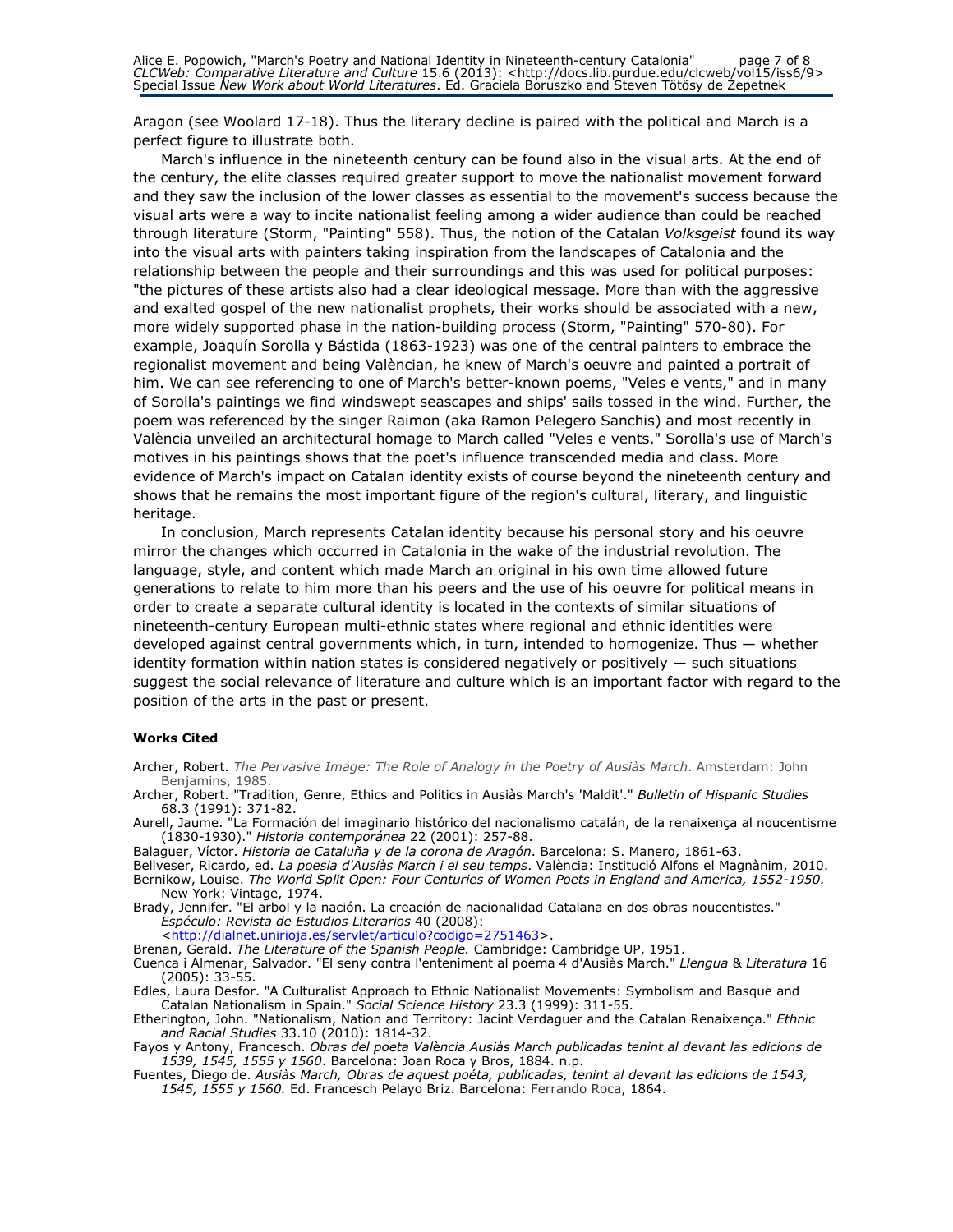Aragon (see Woolard 17-18). Thus the literary decline is paired with the political and March is a perfect figure to illustrate both.

March's influence in the nineteenth century can be found also in the visual arts. At the end of the century, the elite classes required greater support to move the nationalist movement forward and they saw the inclusion of the lower classes as essential to the movement's success because the visual arts were a way to incite nationalist feeling among a wider audience than could be reached through literature (Storm, "Painting" 558). Thus, the notion of the Catalan *Volksgeist* found its way into the visual arts with painters taking inspiration from the landscapes of Catalonia and the relationship between the people and their surroundings and this was used for political purposes: "the pictures of these artists also had a clear ideological message. More than with the aggressive and exalted gospel of the new nationalist prophets, their works should be associated with a new, more widely supported phase in the nation-building process (Storm, "Painting" 570-80). For example, Joaquín Sorolla y Bástida (1863-1923) was one of the central painters to embrace the regionalist movement and being Valèncian, he knew of March's oeuvre and painted a portrait of him. We can see referencing to one of March's better-known poems, "Veles e vents," and in many of Sorolla's paintings we find windswept seascapes and ships' sails tossed in the wind. Further, the poem was referenced by the singer Raimon (aka Ramon Pelegero Sanchis) and most recently in València unveiled an architectural homage to March called "Veles e vents." Sorolla's use of March's motives in his paintings shows that the poet's influence transcended media and class. More evidence of March's impact on Catalan identity exists of course beyond the nineteenth century and shows that he remains the most important figure of the region's cultural, literary, and linguistic heritage.

In conclusion, March represents Catalan identity because his personal story and his oeuvre mirror the changes which occurred in Catalonia in the wake of the industrial revolution. The language, style, and content which made March an original in his own time allowed future generations to relate to him more than his peers and the use of his oeuvre for political means in order to create a separate cultural identity is located in the contexts of similar situations of nineteenth-century European multi-ethnic states where regional and ethnic identities were developed against central governments which, in turn, intended to homogenize. Thus — whether identity formation within nation states is considered negatively or positively — such situations suggest the social relevance of literature and culture which is an important factor with regard to the position of the arts in the past or present.

**Works Cited**

Archer, Robert. *The Pervasive Image: The Role of Analogy in the Poetry of Ausiàs March*. Amsterdam: John Benjamins, 1985.

Archer, Robert. "Tradition, Genre, Ethics and Politics in Ausiàs March's 'Maldit'." *Bulletin of Hispanic Studies* 68.3 (1991): 371-82.

Aurell, Jaume. "La Formación del imaginario histórico del nacionalismo catalán, de la renaixença al noucentisme (1830-1930)." *Historia contemporánea* 22 (2001): 257-88.

Balaguer, Víctor. *Historia de Cataluña y de la corona de Aragón*. Barcelona: S. Manero, 1861-63.

Bellveser, Ricardo, ed. *La poesia d'Ausiàs March i el seu temps*. València: Institució Alfons el Magnànim, 2010.

Bernikow, Louise. *The World Split Open: Four Centuries of Women Poets in England and America, 1552-1950.* New York: Vintage, 1974.

Brady, Jennifer. "El arbol y la nación. La creación de nacionalidad Catalana en dos obras noucentistes." *Espéculo: Revista de Estudios Literarios* 40 (2008): <http://dialnet.unirioja.es/servlet/articulo?codigo=2751463>.

Brenan, Gerald. *The Literature of the Spanish People.* Cambridge: Cambridge UP, 1951.

Cuenca i Almenar, Salvador. "El seny contra l'enteniment al poema 4 d'Ausiàs March." *Llengua* & *Literatura* 16 (2005): 33-55.

Edles, Laura Desfor. "A Culturalist Approach to Ethnic Nationalist Movements: Symbolism and Basque and Catalan Nationalism in Spain." *Social Science History* 23.3 (1999): 311-55.

Etherington, John. "Nationalism, Nation and Territory: Jacint Verdaguer and the Catalan Renaixença." *Ethnic and Racial Studies* 33.10 (2010): 1814-32.

Fayos y Antony, Francesch. *Obras del poeta València Ausiàs March publicadas tenint al devant las edicions de 1539, 1545, 1555 y 1560*. Barcelona: Joan Roca y Bros, 1884. n.p.

Fuentes, Diego de. *Ausiàs March, Obras de aquest poéta, publicadas, tenint al devant las edicions de 1543, 1545, 1555 y 1560.* Ed. Francesch Pelayo Briz. Barcelona: Ferrando Roca, 1864.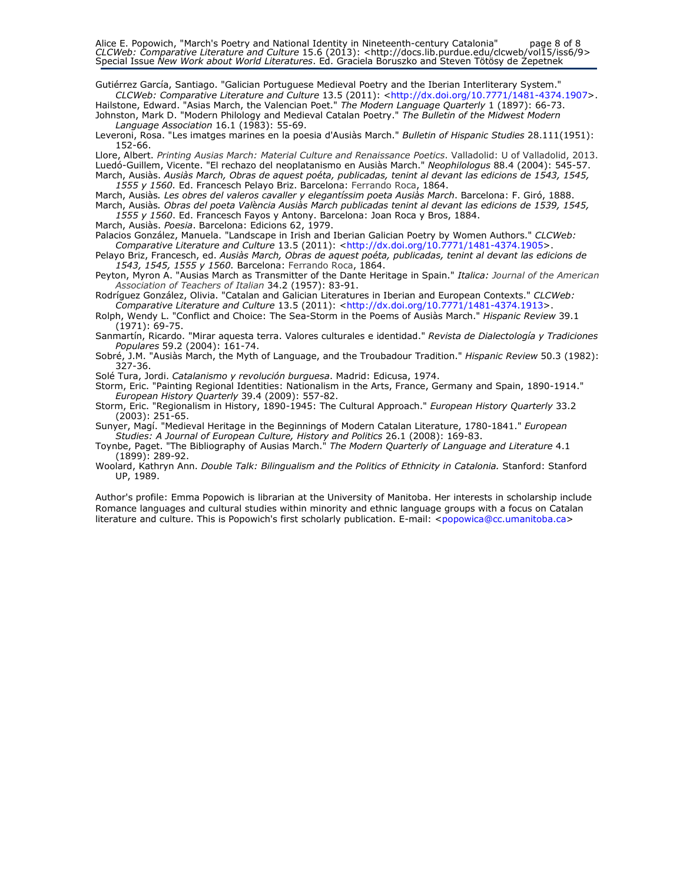Gutiérrez García, Santiago. "Galician Portuguese Medieval Poetry and the Iberian Interliterary System." *CLCWeb: Comparative Literature and Culture* 13.5 (2011): <http://dx.doi.org/10.7771/1481-4374.1907>.

Hailstone, Edward. "Asias March, the Valencian Poet." *The Modern Language Quarterly* 1 (1897): 66-73.

Johnston, Mark D. "Modern Philology and Medieval Catalan Poetry." *The Bulletin of the Midwest Modern Language Association* 16.1 (1983): 55-69.

Leveroni, Rosa. "Les imatges marines en la poesia d'Ausiàs March." *Bulletin of Hispanic Studies* 28.111(1951): 152-66.

Llore, Albert. *Printing Ausias March: Material Culture and Renaissance Poetics*. Valladolid: U of Valladolid, 2013.

Luedó-Guillem, Vicente. "El rechazo del neoplatanismo en Ausiàs March." *Neophilologus* 88.4 (2004): 545-57.

March, Ausiàs. *Ausiàs March, Obras de aquest poéta, publicadas, tenint al devant las edicions de 1543, 1545, 1555 y 1560.* Ed. Francesch Pelayo Briz. Barcelona: Ferrando Roca, 1864.

March, Ausiàs*. Les obres del valeros cavaller y elegantíssim poeta Ausiàs March*. Barcelona: F. Giró, 1888.

March, Ausiàs*. Obras del poeta València Ausiàs March publicadas tenint al devant las edicions de 1539, 1545, 1555 y 1560*. Ed. Francesch Fayos y Antony. Barcelona: Joan Roca y Bros, 1884.

March, Ausiàs. *Poesia*. Barcelona: Edicions 62, 1979.

Palacios González, Manuela. "Landscape in Irish and Iberian Galician Poetry by Women Authors." *CLCWeb: Comparative Literature and Culture* 13.5 (2011): <http://dx.doi.org/10.7771/1481-4374.1905>.

Pelayo Briz, Francesch, ed. *Ausiàs March, Obras de aquest poéta, publicadas, tenint al devant las edicions de 1543, 1545, 1555 y 1560.* Barcelona: Ferrando Roca, 1864.

Peyton, Myron A. "Ausias March as Transmitter of the Dante Heritage in Spain." *Italica: Journal of the American Association of Teachers of Italian* 34.2 (1957): 83-91.

Rodríguez González, Olivia. "Catalan and Galician Literatures in Iberian and European Contexts." *CLCWeb: Comparative Literature and Culture* 13.5 (2011): <http://dx.doi.org/10.7771/1481-4374.1913>.

Rolph, Wendy L. "Conflict and Choice: The Sea-Storm in the Poems of Ausiàs March." *Hispanic Review* 39.1 (1971): 69-75.

Sanmartín, Ricardo. "Mirar aquesta terra. Valores culturales e identidad." *Revista de Dialectología y Tradiciones Populares* 59.2 (2004): 161-74.

Sobré, J.M. "Ausiàs March, the Myth of Language, and the Troubadour Tradition." *Hispanic Review* 50.3 (1982): 327-36.

Solé Tura, Jordi. *Catalanismo y revolución burguesa*. Madrid: Edicusa, 1974.

Storm, Eric. "Painting Regional Identities: Nationalism in the Arts, France, Germany and Spain, 1890-1914." *European History Quarterly* 39.4 (2009): 557-82.

Storm, Eric. "Regionalism in History, 1890-1945: The Cultural Approach." *European History Quarterly* 33.2 (2003): 251-65.

Sunyer, Magí. "Medieval Heritage in the Beginnings of Modern Catalan Literature, 1780-1841." *European Studies: A Journal of European Culture, History and Politics* 26.1 (2008): 169-83.

Toynbe, Paget. "The Bibliography of Ausias March." *The Modern Quarterly of Language and Literature* 4.1 (1899): 289-92.

Woolard, Kathryn Ann. *Double Talk: Bilingualism and the Politics of Ethnicity in Catalonia.* Stanford: Stanford UP, 1989.

Author's profile: Emma Popowich is librarian at the University of Manitoba. Her interests in scholarship include Romance languages and cultural studies within minority and ethnic language groups with a focus on Catalan literature and culture. This is Popowich's first scholarly publication. E-mail: <popowica@cc.umanitoba.ca>